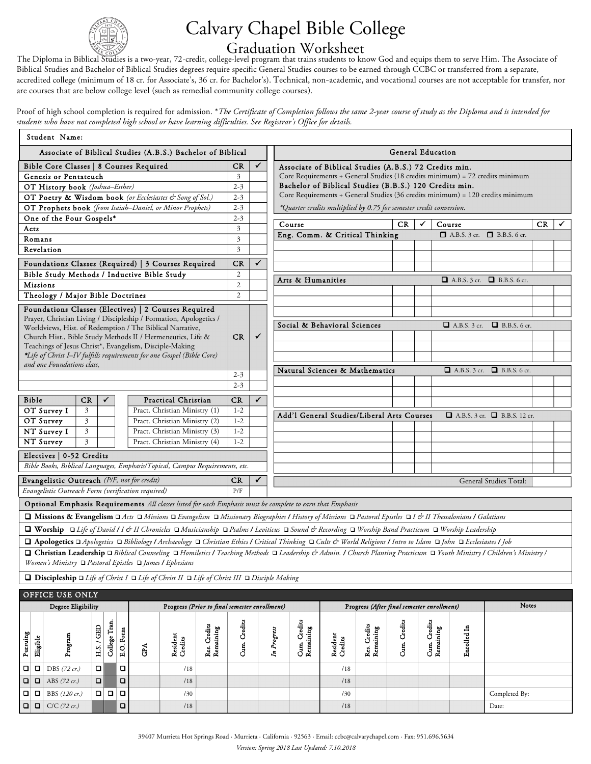# Calvary Chapel Bible College

## Graduation Worksheet

The Diploma in Biblical Studies is a two-year, 72-credit, college-level program that trains students to know God and equips them to serve Him. The Associate of Biblical Studies and Bachelor of Biblical Studies degrees require specific General Studies courses to be earned through CCBC or transferred from a separate, accredited college (minimum of 18 cr. for Associate's, 36 cr. for Bachelor's). Technical, non-academic, and vocational courses are not acceptable for transfer, nor are courses that are below college level (such as remedial community college courses).

Proof of high school completion is required for admission. **The Certificate of Completion follows the same 2-year course of study as the Diploma and is intended for students who have not completed high school or have learning difficulties. See Registrar's Office for details.*

Student Name:

### Associate of Biblical Studies (A.B.S.) Bachelor of Biblical

| Bible Core Classes \| 8 Courses Required | CR | ✓ |
|---|---|---|
| Genesis or Pentateuch | 3 | |
| OT History book *(Joshua–Esther)* | 2-3 | |
| OT Poetry & Wisdom book *(or Ecclesiastes & Song of Sol.)* | 2-3 | |
| OT Prophets book *(from Isaiah–Daniel, or Minor Prophets)* | 2-3 | |
| One of the Four Gospels* | 2-3 | |
| Acts | 3 | |
| Romans | 3 | |
| Revelation | 3 | |

| Foundations Classes (Required) \| 3 Courses Required | CR | ✓ |
|---|---|---|
| Bible Study Methods / Inductive Bible Study | 2 | |
| Missions | 2 | |
| Theology / Major Bible Doctrines | 2 | |

| Foundations Classes (Electives) \| 2 Courses Required<br>Prayer, Christian Living / Discipleship / Formation, Apologetics / Worldviews, Hist. of Redemption / The Biblical Narrative, Church Hist., Bible Study Methods II / Hermeneutics, Life & Teachings of Jesus Christ*, Evangelism, Disciple-Making<br>**Life of Christ I–IV fulfills requirements for one Gospel (Bible Core) and one Foundations class.* | CR | ✓ |
|---|---|---|
| | 2-3 | |
| | 2-3 | |

| Bible | CR | ✓ | Practical Christian | CR | ✓ |
|---|---|---|---|---|---|
| OT Survey I | 3 | | Pract. Christian Ministry (1) | 1-2 | |
| OT Survey | 3 | | Pract. Christian Ministry (2) | 1-2 | |
| NT Survey I | 3 | | Pract. Christian Ministry (3) | 1-2 | |
| NT Survey | 3 | | Pract. Christian Ministry (4) | 1-2 | |

**Electives | 0-52 Credits**

*Bible Books, Biblical Languages, Emphasis/Topical, Campus Requirements, etc.*

| Evangelistic Outreach *(P/F, not for credit)* | CR | ✓ |
|---|---|---|
| *Evangelistic Outreach Form (verification required)* | P/F | |

### General Education

**Associate of Biblical Studies (A.B.S.) 72 Credits min.**
Core Requirements + General Studies (18 credits minimum) = 72 credits minimum

**Bachelor of Biblical Studies (B.B.S.) 120 Credits min.**
Core Requirements + General Studies (36 credits minimum) = 120 credits minimum

**Quarter credits multiplied by 0.75 for semester credit conversion.*

| Course | CR | ✓ | Course | CR | ✓ |
|---|---|---|---|---|---|
| **Eng. Comm. & Critical Thinking** | | | ❑ A.B.S. 3 cr. ❑ B.B.S. 6 cr. | | |
| | | | | | |
| | | | | | |
| **Arts & Humanities** | | | ❑ A.B.S. 3 cr. ❑ B.B.S. 6 cr. | | |
| | | | | | |
| | | | | | |
| **Social & Behavioral Sciences** | | | ❑ A.B.S. 3 cr. ❑ B.B.S. 6 cr. | | |
| | | | | | |
| | | | | | |
| | | | | | |
| **Natural Sciences & Mathematics** | | | ❑ A.B.S. 3 cr. ❑ B.B.S. 6 cr. | | |
| | | | | | |
| | | | | | |
| **Add'l General Studies/Liberal Arts Courses** | | | ❑ A.B.S. 3 cr. ❑ B.B.S. 12 cr. | | |
| | | | | | |
| | | | | | |
| | | | | | |
| | | | | | |
| | | | General Studies Total: | | |

### Optional Emphasis Requirements

*All classes listed for each Emphasis must be complete to earn that Emphasis*

- ❑ **Missions & Evangelism** ❑ *Acts* ❑ *Missions* ❑ *Evangelism* ❑ *Missionary Biographies / History of Missions* ❑ *Pastoral Epistles* ❑ *I & II Thessalonians / Galatians*
- ❑ **Worship** ❑ *Life of David / I & II Chronicles* ❑ *Musicianship* ❑ *Psalms / Leviticus* ❑ *Sound & Recording* ❑ *Worship Band Practicum* ❑ *Worship Leadership*
- ❑ **Apologetics** ❑ *Apologetics* ❑ *Bibliology / Archaeology* ❑ *Christian Ethics / Critical Thinking* ❑ *Cults & World Religions / Intro to Islam* ❑ *John* ❑ *Ecclesiastes / Job*
- ❑ **Christian Leadership** ❑ *Biblical Counseling* ❑ *Homiletics / Teaching Methods* ❑ *Leadership & Admin. / Church Planting Practicum* ❑ *Youth Ministry / Children's Ministry / Women's Ministry* ❑ *Pastoral Epistles* ❑ *James / Ephesians*
- ❑ **Discipleship** ❑ *Life of Christ I* ❑ *Life of Christ II* ❑ *Life of Christ III* ❑ *Disciple Making*

### OFFICE USE ONLY

| Degree Eligibility | | | | | | Progress *(Prior to final semester enrollment)* | | | | | | Progress *(After final semester enrollment)* | | | | | Notes |
|---|---|---|---|---|---|---|---|---|---|---|---|---|---|---|---|---|---|
| Pursuing | Eligible | Program | H.S. / GED | College Tran. | E.O. Form | GPA | Resident Credits | Res. Credits Remaining | Cum. Credits | *In Progress* | Cum. Credits Remaining | Resident Credits | Res. Credits Remaining | Cum. Credits | Cum. Credits Remaining | Enrolled In | |
| ❑ | ❑ | DBS *(72 cr.)* | ❑ | | ❑ | | /18 | | | | | /18 | | | | | |
| ❑ | ❑ | ABS *(72 cr.)* | ❑ | | ❑ | | /18 | | | | | /18 | | | | | |
| ❑ | ❑ | BBS *(120 cr.)* | ❑ | ❑ | ❑ | | /30 | | | | | /30 | | | | | Completed By: |
| ❑ | ❑ | C/C *(72 cr.)* | | | ❑ | | /18 | | | | | /18 | | | | | Date: |

39407 Murrieta Hot Springs Road · Murrieta · California · 92563 · Email: ccbc@calvarychapel.com · Fax: 951.696.5634

*Version: Spring 2018 Last Updated: 7.10.2018*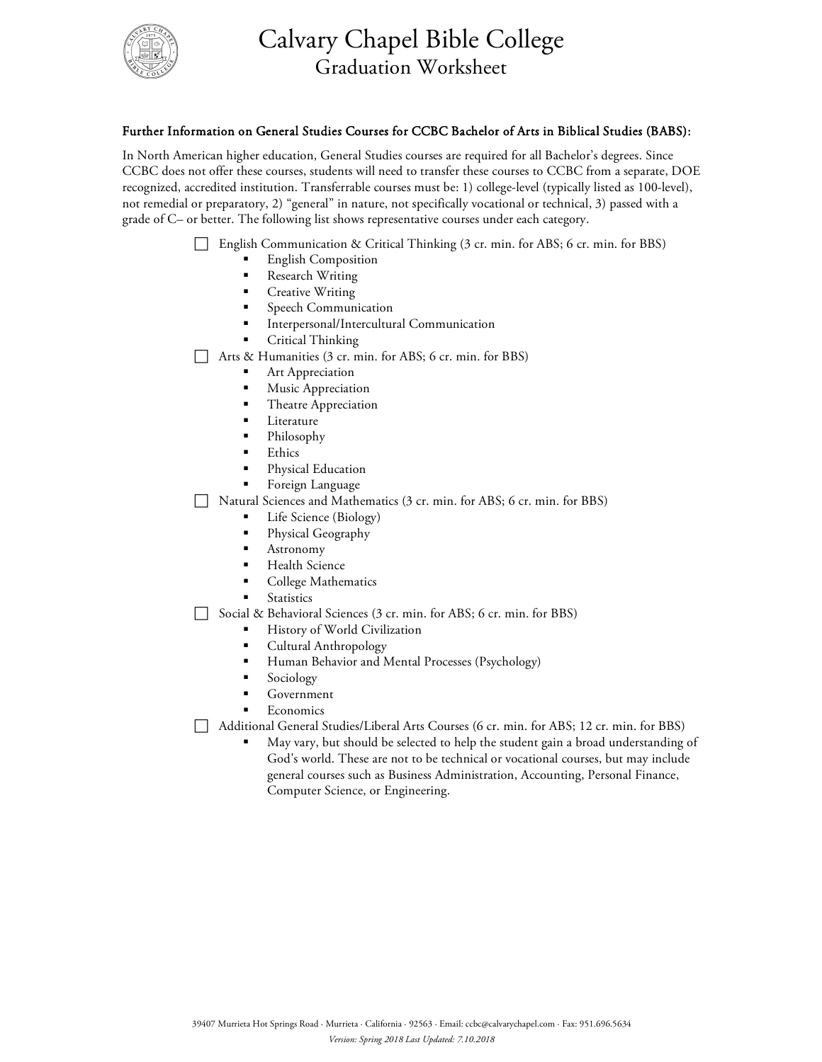# Calvary Chapel Bible College

## Graduation Worksheet

**Further Information on General Studies Courses for CCBC Bachelor of Arts in Biblical Studies (BABS):**

In North American higher education, General Studies courses are required for all Bachelor's degrees. Since CCBC does not offer these courses, students will need to transfer these courses to CCBC from a separate, DOE recognized, accredited institution. Transferrable courses must be: 1) college-level (typically listed as 100-level), not remedial or preparatory, 2) "general" in nature, not specifically vocational or technical, 3) passed with a grade of C– or better. The following list shows representative courses under each category.

- ☐ English Communication & Critical Thinking (3 cr. min. for ABS; 6 cr. min. for BBS)
  - English Composition
  - Research Writing
  - Creative Writing
  - Speech Communication
  - Interpersonal/Intercultural Communication
  - Critical Thinking
- ☐ Arts & Humanities (3 cr. min. for ABS; 6 cr. min. for BBS)
  - Art Appreciation
  - Music Appreciation
  - Theatre Appreciation
  - Literature
  - Philosophy
  - Ethics
  - Physical Education
  - Foreign Language
- ☐ Natural Sciences and Mathematics (3 cr. min. for ABS; 6 cr. min. for BBS)
  - Life Science (Biology)
  - Physical Geography
  - Astronomy
  - Health Science
  - College Mathematics
  - Statistics
- ☐ Social & Behavioral Sciences (3 cr. min. for ABS; 6 cr. min. for BBS)
  - History of World Civilization
  - Cultural Anthropology
  - Human Behavior and Mental Processes (Psychology)
  - Sociology
  - Government
  - Economics
- ☐ Additional General Studies/Liberal Arts Courses (6 cr. min. for ABS; 12 cr. min. for BBS)
  - May vary, but should be selected to help the student gain a broad understanding of God's world. These are not to be technical or vocational courses, but may include general courses such as Business Administration, Accounting, Personal Finance, Computer Science, or Engineering.